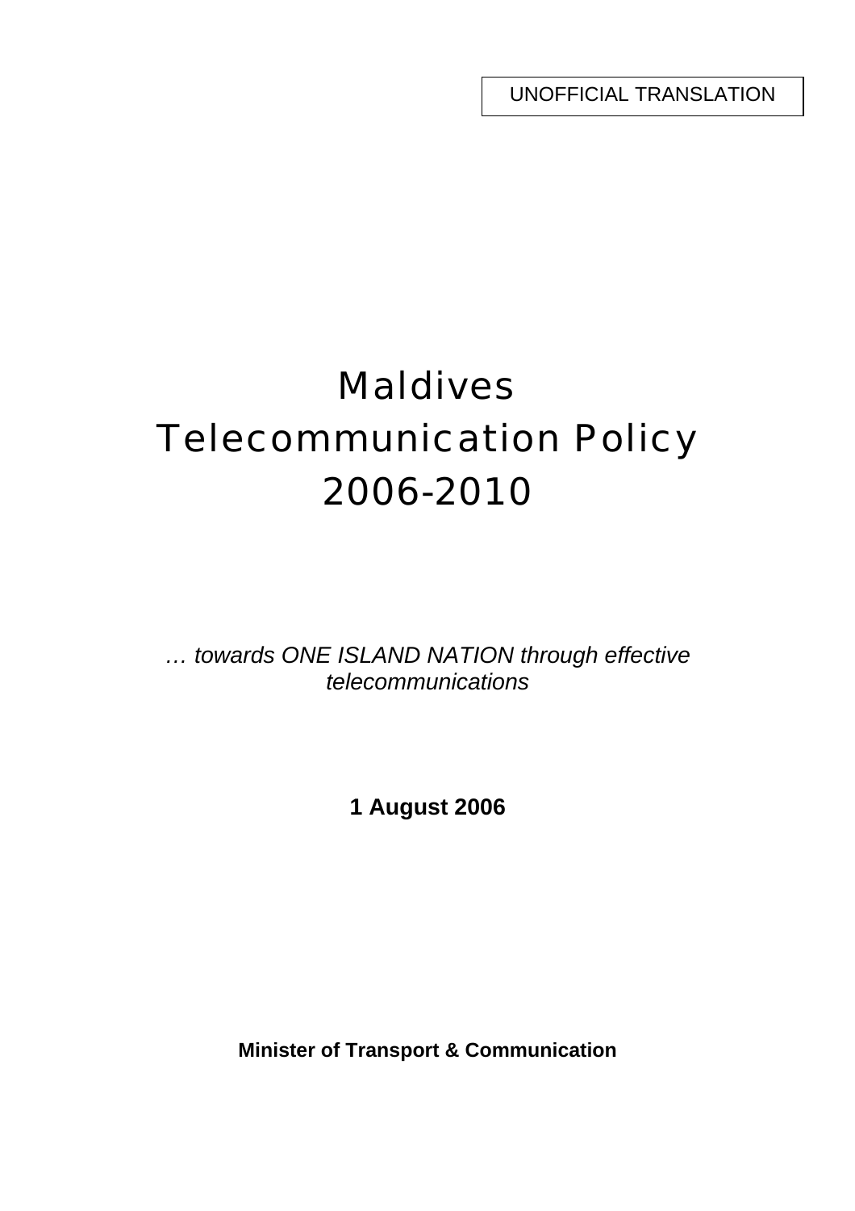UNOFFICIAL TRANSLATION

# Maldives Telecommunication Policy 2006-2010

*… towards ONE ISLAND NATION through effective telecommunications*

**1 August 2006**

**Minister of Transport & Communication**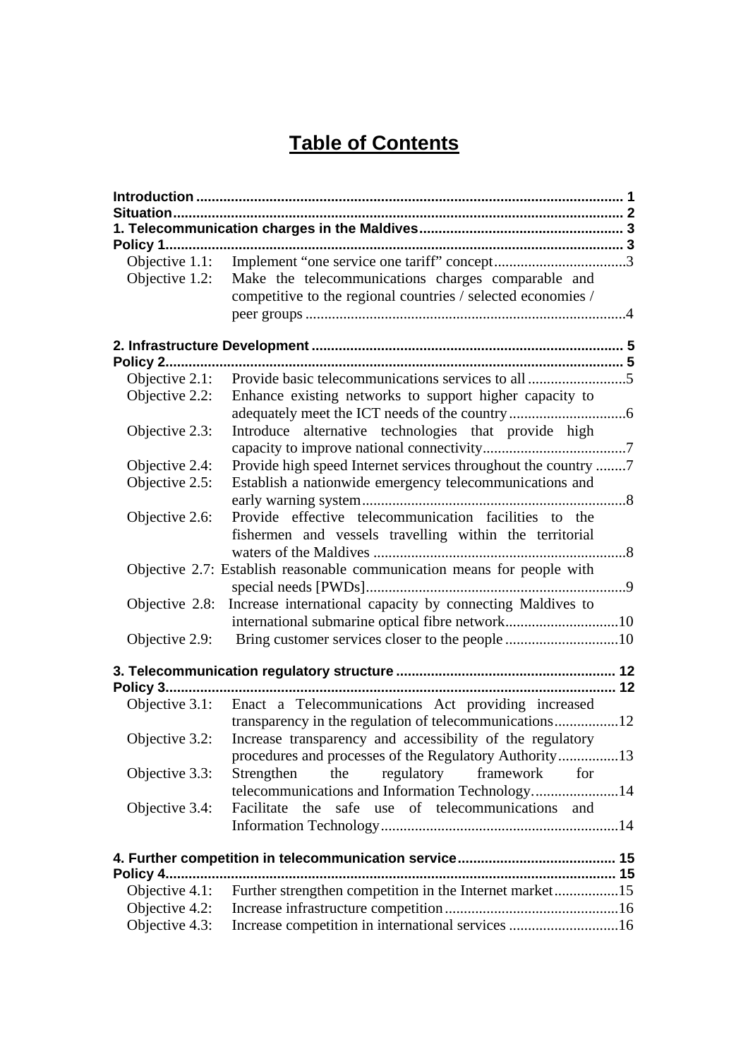# Table of Contents

**Introduction** ........................................................................................................ **1**
**Situation** ............................................................................................................... **2**
**1. Telecommunication charges in the Maldives** .................................................... **3**
**Policy 1** ................................................................................................................... **3**

- Objective 1.1: Implement "one service one tariff" concept ....................................3
- Objective 1.2: Make the telecommunications charges comparable and competitive to the regional countries / selected economies / peer groups ....................................................................................4

**2. Infrastructure Development** ................................................................................ **5**
**Policy 2** ................................................................................................................... **5**

- Objective 2.1: Provide basic telecommunications services to all ..........................5
- Objective 2.2: Enhance existing networks to support higher capacity to adequately meet the ICT needs of the country ...............................6
- Objective 2.3: Introduce alternative technologies that provide high capacity to improve national connectivity......................................7
- Objective 2.4: Provide high speed Internet services throughout the country ........7
- Objective 2.5: Establish a nationwide emergency telecommunications and early warning system......................................................................8
- Objective 2.6: Provide effective telecommunication facilities to the fishermen and vessels travelling within the territorial waters of the Maldives ..................................................................8
- Objective 2.7: Establish reasonable communication means for people with special needs [PWDs]....................................................................9
- Objective 2.8: Increase international capacity by connecting Maldives to international submarine optical fibre network..............................10
- Objective 2.9: Bring customer services closer to the people ..............................10

**3. Telecommunication regulatory structure** ......................................................... **12**
**Policy 3** ................................................................................................................... **12**

- Objective 3.1: Enact a Telecommunications Act providing increased transparency in the regulation of telecommunications.................12
- Objective 3.2: Increase transparency and accessibility of the regulatory procedures and processes of the Regulatory Authority................13
- Objective 3.3: Strengthen the regulatory framework for telecommunications and Information Technology.......................14
- Objective 3.4: Facilitate the safe use of telecommunications and Information Technology...............................................................14

**4. Further competition in telecommunication service** ......................................... **15**
**Policy 4** ................................................................................................................... **15**

- Objective 4.1: Further strengthen competition in the Internet market.................15
- Objective 4.2: Increase infrastructure competition.............................................16
- Objective 4.3: Increase competition in international services ............................16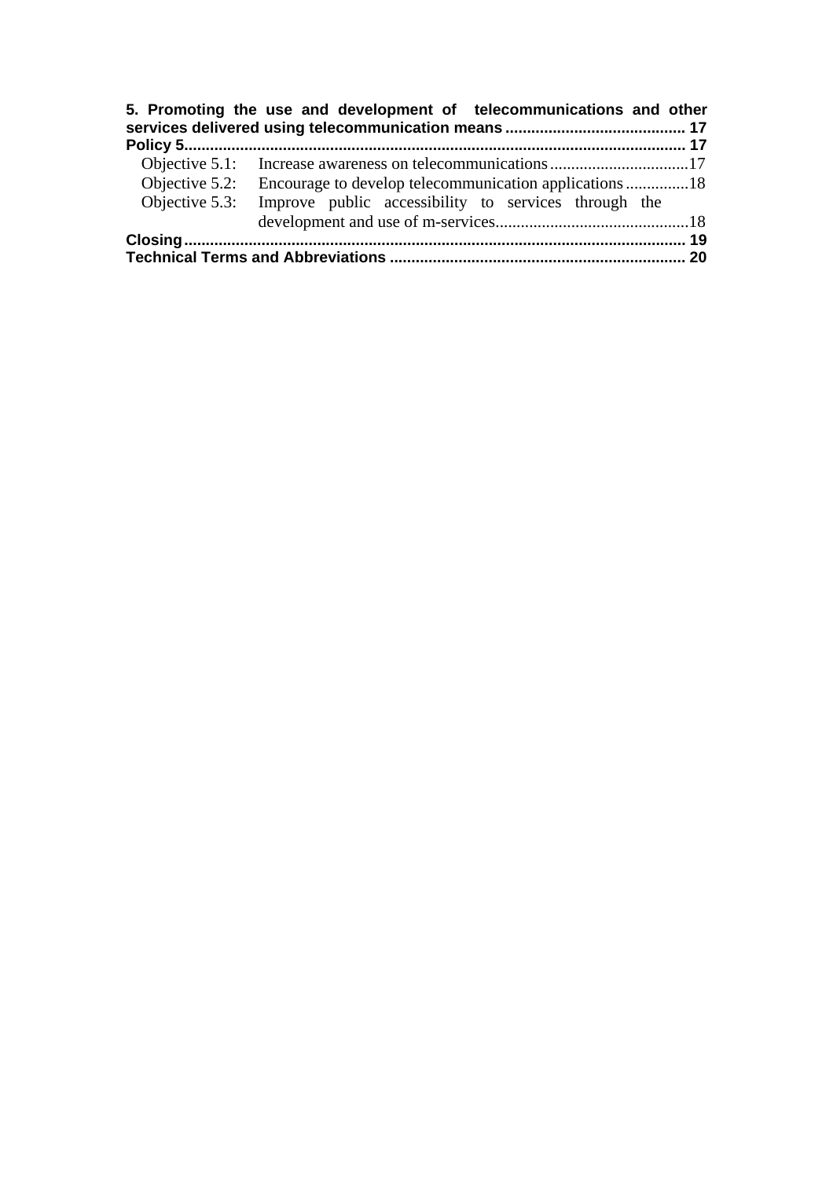**5. Promoting the use and development of telecommunications and other services delivered using telecommunication means .......................................... 17**

**Policy 5.................................................................................................................... 17**

Objective 5.1: Increase awareness on telecommunications.................................17

Objective 5.2: Encourage to develop telecommunication applications...............18

Objective 5.3: Improve public accessibility to services through the development and use of m-services.............................................18

**Closing.................................................................................................................... 19**

**Technical Terms and Abbreviations ..................................................................... 20**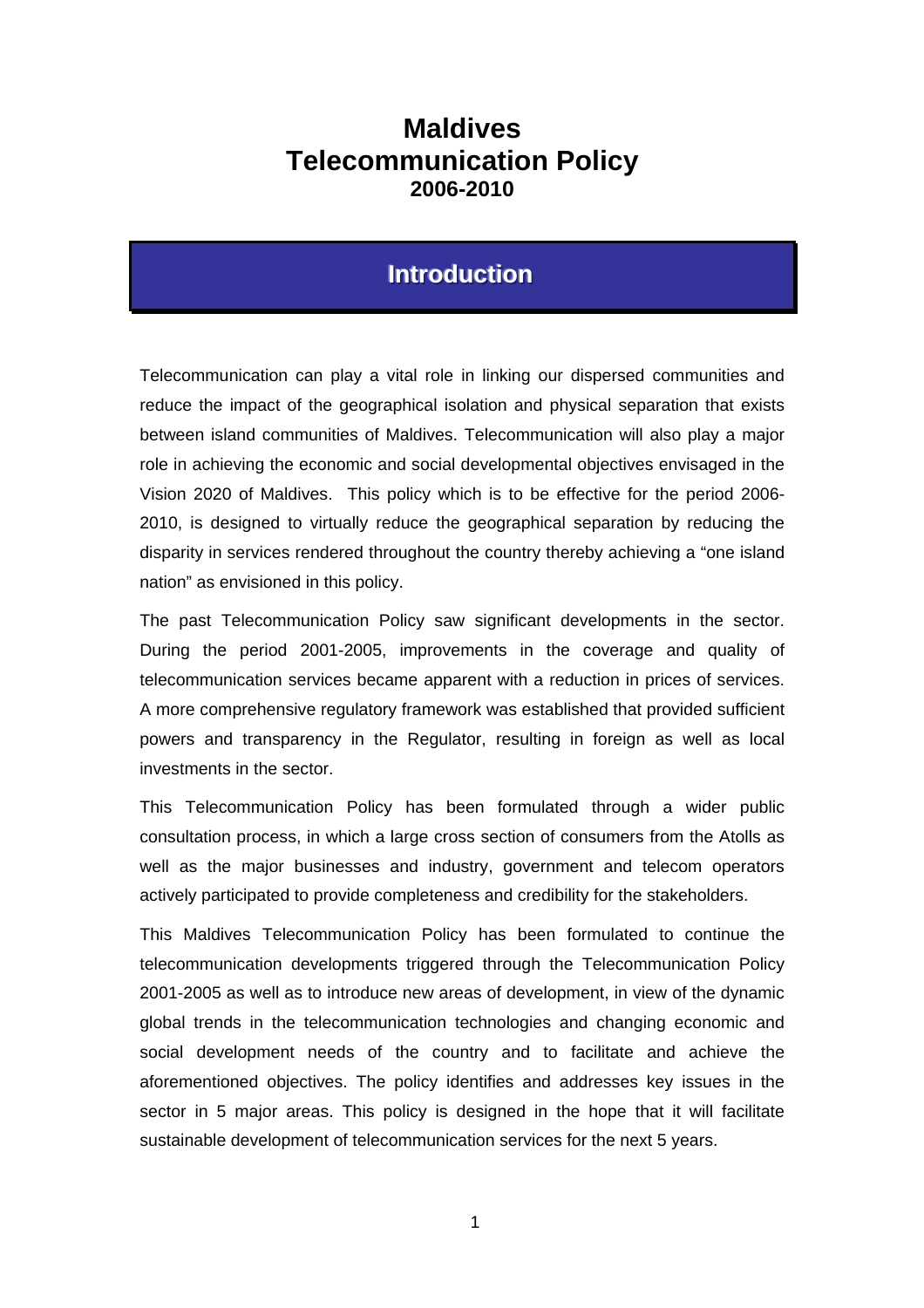# Maldives Telecommunication Policy
## 2006-2010

## Introduction

Telecommunication can play a vital role in linking our dispersed communities and reduce the impact of the geographical isolation and physical separation that exists between island communities of Maldives. Telecommunication will also play a major role in achieving the economic and social developmental objectives envisaged in the Vision 2020 of Maldives. This policy which is to be effective for the period 2006-2010, is designed to virtually reduce the geographical separation by reducing the disparity in services rendered throughout the country thereby achieving a "one island nation" as envisioned in this policy.

The past Telecommunication Policy saw significant developments in the sector. During the period 2001-2005, improvements in the coverage and quality of telecommunication services became apparent with a reduction in prices of services. A more comprehensive regulatory framework was established that provided sufficient powers and transparency in the Regulator, resulting in foreign as well as local investments in the sector.

This Telecommunication Policy has been formulated through a wider public consultation process, in which a large cross section of consumers from the Atolls as well as the major businesses and industry, government and telecom operators actively participated to provide completeness and credibility for the stakeholders.

This Maldives Telecommunication Policy has been formulated to continue the telecommunication developments triggered through the Telecommunication Policy 2001-2005 as well as to introduce new areas of development, in view of the dynamic global trends in the telecommunication technologies and changing economic and social development needs of the country and to facilitate and achieve the aforementioned objectives. The policy identifies and addresses key issues in the sector in 5 major areas. This policy is designed in the hope that it will facilitate sustainable development of telecommunication services for the next 5 years.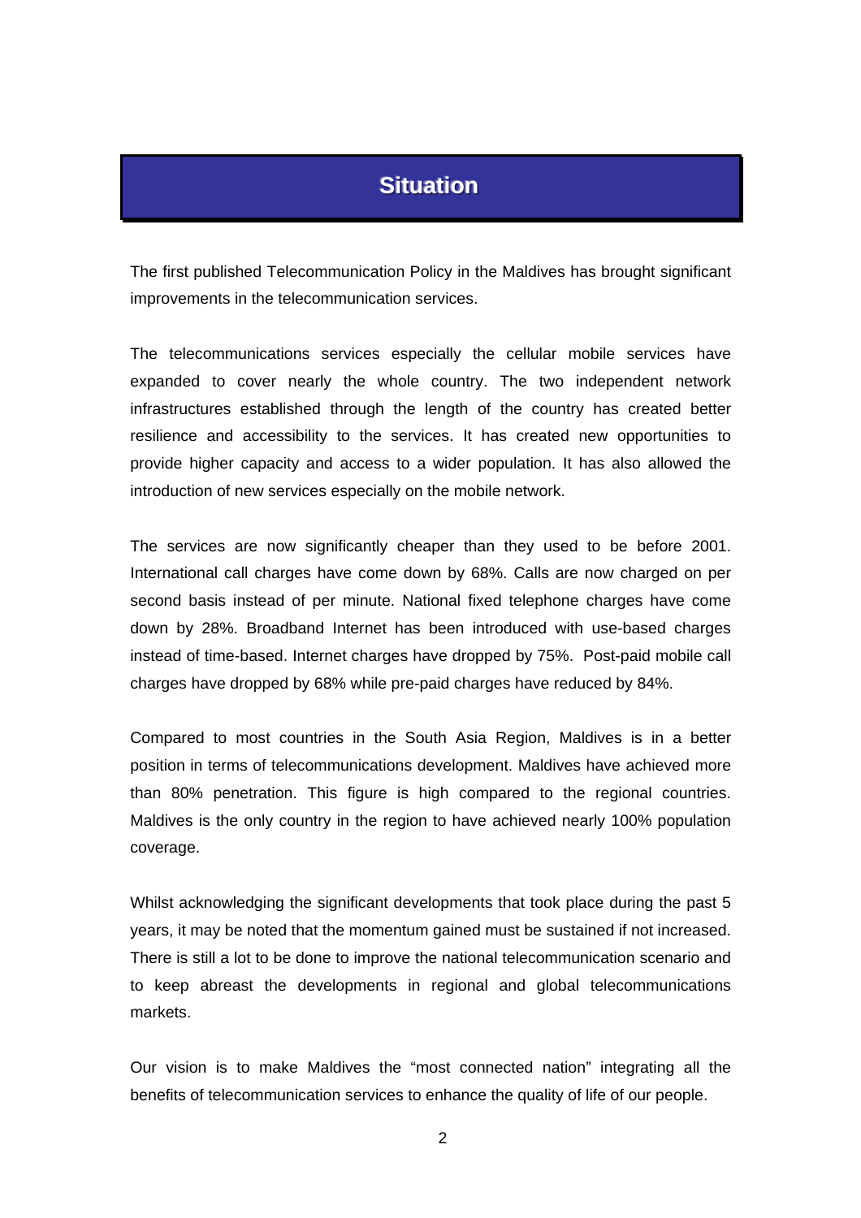# Situation

The first published Telecommunication Policy in the Maldives has brought significant improvements in the telecommunication services.

The telecommunications services especially the cellular mobile services have expanded to cover nearly the whole country. The two independent network infrastructures established through the length of the country has created better resilience and accessibility to the services. It has created new opportunities to provide higher capacity and access to a wider population. It has also allowed the introduction of new services especially on the mobile network.

The services are now significantly cheaper than they used to be before 2001. International call charges have come down by 68%. Calls are now charged on per second basis instead of per minute. National fixed telephone charges have come down by 28%. Broadband Internet has been introduced with use-based charges instead of time-based. Internet charges have dropped by 75%. Post-paid mobile call charges have dropped by 68% while pre-paid charges have reduced by 84%.

Compared to most countries in the South Asia Region, Maldives is in a better position in terms of telecommunications development. Maldives have achieved more than 80% penetration. This figure is high compared to the regional countries. Maldives is the only country in the region to have achieved nearly 100% population coverage.

Whilst acknowledging the significant developments that took place during the past 5 years, it may be noted that the momentum gained must be sustained if not increased. There is still a lot to be done to improve the national telecommunication scenario and to keep abreast the developments in regional and global telecommunications markets.

Our vision is to make Maldives the "most connected nation" integrating all the benefits of telecommunication services to enhance the quality of life of our people.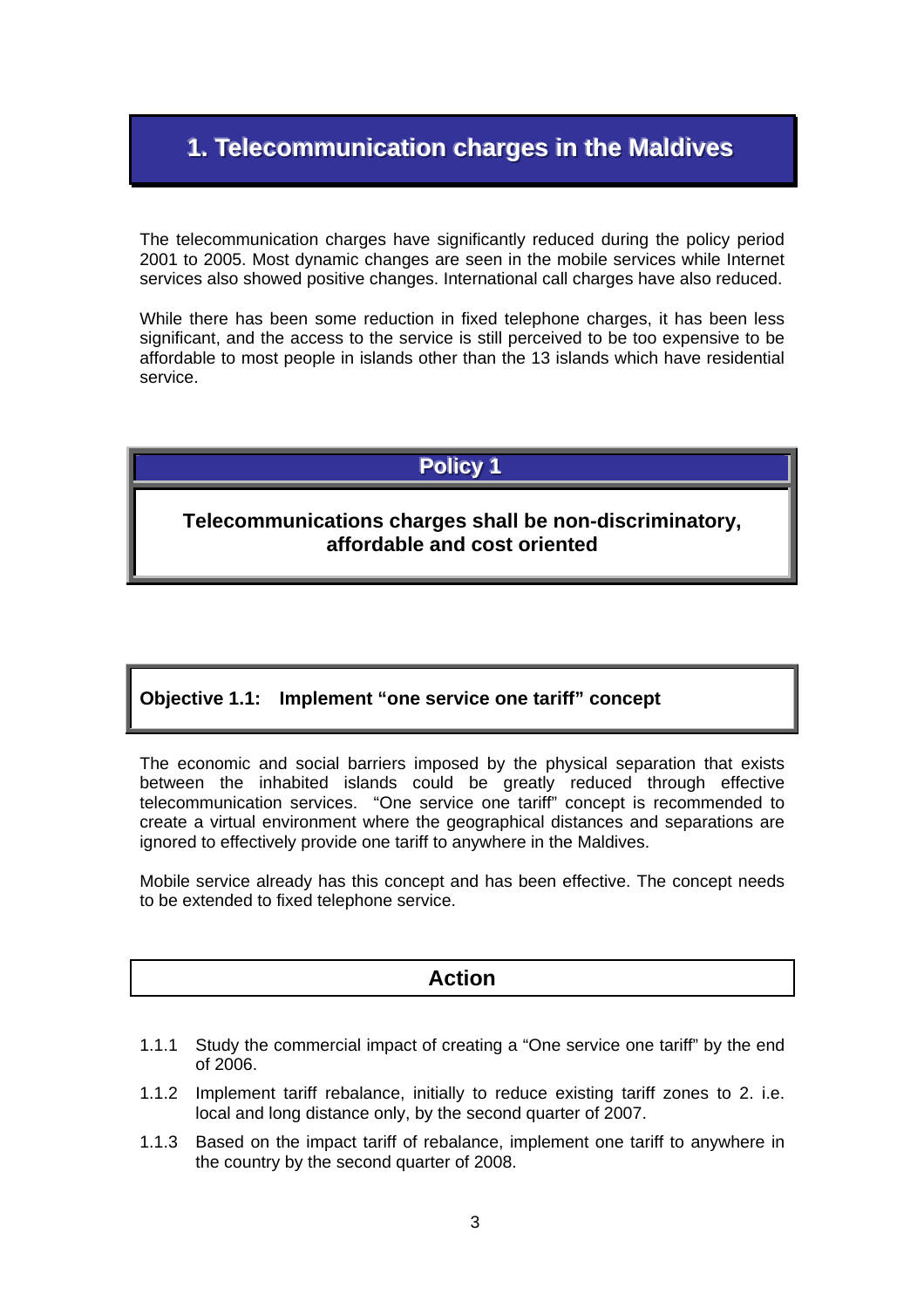# 1. Telecommunication charges in the Maldives

The telecommunication charges have significantly reduced during the policy period 2001 to 2005. Most dynamic changes are seen in the mobile services while Internet services also showed positive changes. International call charges have also reduced.

While there has been some reduction in fixed telephone charges, it has been less significant, and the access to the service is still perceived to be too expensive to be affordable to most people in islands other than the 13 islands which have residential service.

## Policy 1

**Telecommunications charges shall be non-discriminatory, affordable and cost oriented**

### Objective 1.1: Implement "one service one tariff" concept

The economic and social barriers imposed by the physical separation that exists between the inhabited islands could be greatly reduced through effective telecommunication services. "One service one tariff" concept is recommended to create a virtual environment where the geographical distances and separations are ignored to effectively provide one tariff to anywhere in the Maldives.

Mobile service already has this concept and has been effective. The concept needs to be extended to fixed telephone service.

#### Action

1.1.1 Study the commercial impact of creating a "One service one tariff" by the end of 2006.

1.1.2 Implement tariff rebalance, initially to reduce existing tariff zones to 2. i.e. local and long distance only, by the second quarter of 2007.

1.1.3 Based on the impact tariff of rebalance, implement one tariff to anywhere in the country by the second quarter of 2008.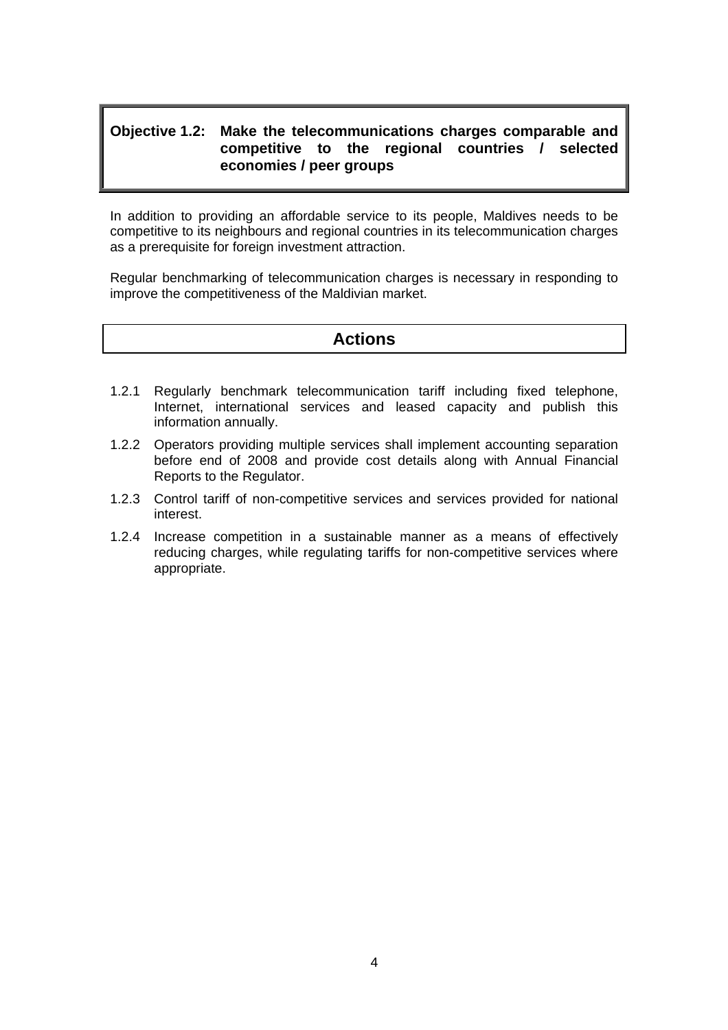## Objective 1.2: Make the telecommunications charges comparable and competitive to the regional countries / selected economies / peer groups

In addition to providing an affordable service to its people, Maldives needs to be competitive to its neighbours and regional countries in its telecommunication charges as a prerequisite for foreign investment attraction.

Regular benchmarking of telecommunication charges is necessary in responding to improve the competitiveness of the Maldivian market.

### Actions

- 1.2.1 Regularly benchmark telecommunication tariff including fixed telephone, Internet, international services and leased capacity and publish this information annually.
- 1.2.2 Operators providing multiple services shall implement accounting separation before end of 2008 and provide cost details along with Annual Financial Reports to the Regulator.
- 1.2.3 Control tariff of non-competitive services and services provided for national interest.
- 1.2.4 Increase competition in a sustainable manner as a means of effectively reducing charges, while regulating tariffs for non-competitive services where appropriate.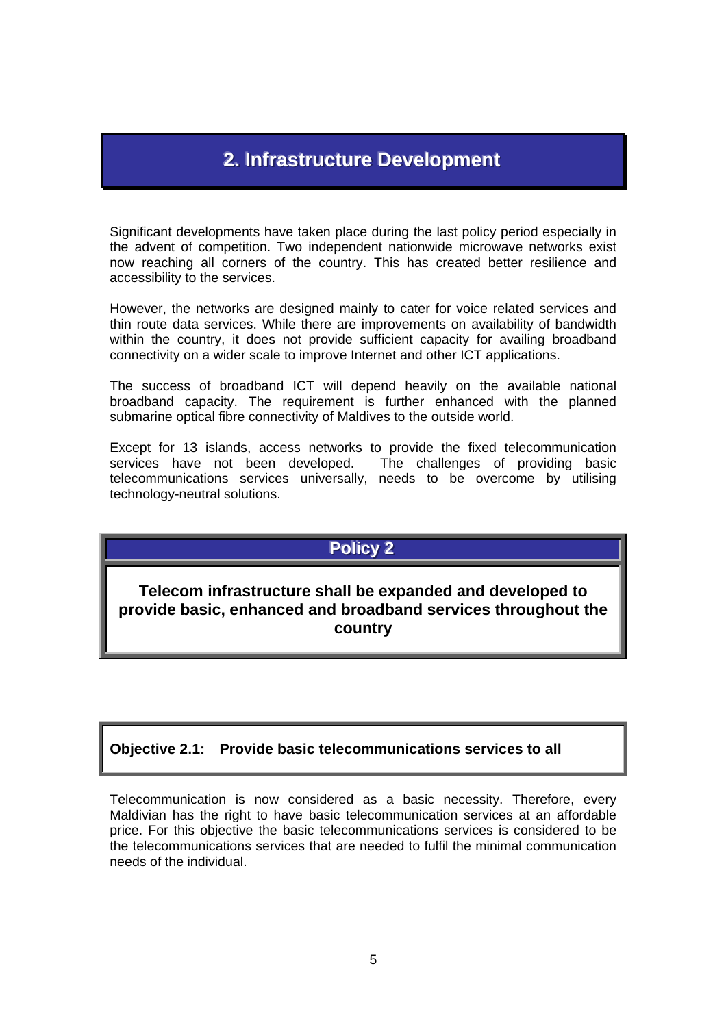# 2. Infrastructure Development

Significant developments have taken place during the last policy period especially in the advent of competition. Two independent nationwide microwave networks exist now reaching all corners of the country. This has created better resilience and accessibility to the services.

However, the networks are designed mainly to cater for voice related services and thin route data services. While there are improvements on availability of bandwidth within the country, it does not provide sufficient capacity for availing broadband connectivity on a wider scale to improve Internet and other ICT applications.

The success of broadband ICT will depend heavily on the available national broadband capacity. The requirement is further enhanced with the planned submarine optical fibre connectivity of Maldives to the outside world.

Except for 13 islands, access networks to provide the fixed telecommunication services have not been developed. The challenges of providing basic telecommunications services universally, needs to be overcome by utilising technology-neutral solutions.

## Policy 2

**Telecom infrastructure shall be expanded and developed to provide basic, enhanced and broadband services throughout the country**

### Objective 2.1: Provide basic telecommunications services to all

Telecommunication is now considered as a basic necessity. Therefore, every Maldivian has the right to have basic telecommunication services at an affordable price. For this objective the basic telecommunications services is considered to be the telecommunications services that are needed to fulfil the minimal communication needs of the individual.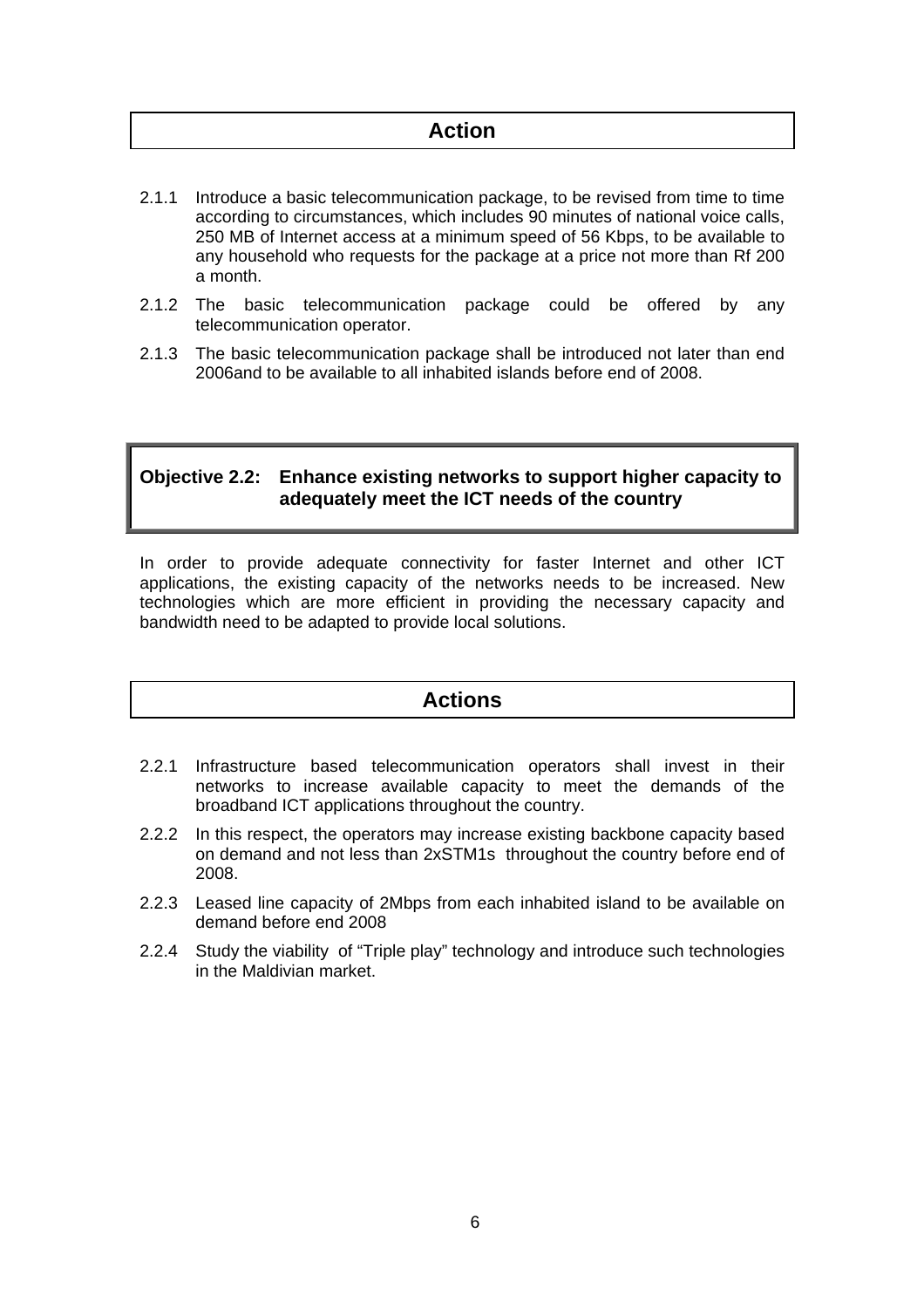## Action

2.1.1 Introduce a basic telecommunication package, to be revised from time to time according to circumstances, which includes 90 minutes of national voice calls, 250 MB of Internet access at a minimum speed of 56 Kbps, to be available to any household who requests for the package at a price not more than Rf 200 a month.

2.1.2 The basic telecommunication package could be offered by any telecommunication operator.

2.1.3 The basic telecommunication package shall be introduced not later than end 2006and to be available to all inhabited islands before end of 2008.

### Objective 2.2: Enhance existing networks to support higher capacity to adequately meet the ICT needs of the country

In order to provide adequate connectivity for faster Internet and other ICT applications, the existing capacity of the networks needs to be increased. New technologies which are more efficient in providing the necessary capacity and bandwidth need to be adapted to provide local solutions.

## Actions

2.2.1 Infrastructure based telecommunication operators shall invest in their networks to increase available capacity to meet the demands of the broadband ICT applications throughout the country.

2.2.2 In this respect, the operators may increase existing backbone capacity based on demand and not less than 2xSTM1s throughout the country before end of 2008.

2.2.3 Leased line capacity of 2Mbps from each inhabited island to be available on demand before end 2008

2.2.4 Study the viability of "Triple play" technology and introduce such technologies in the Maldivian market.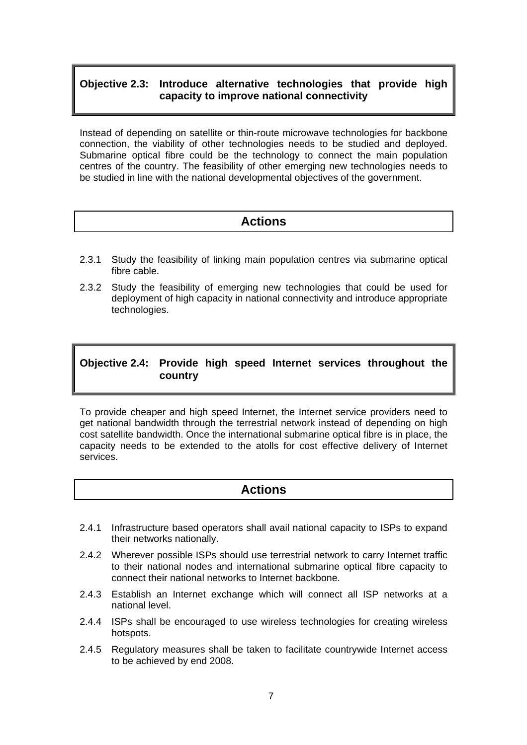## Objective 2.3: Introduce alternative technologies that provide high capacity to improve national connectivity

Instead of depending on satellite or thin-route microwave technologies for backbone connection, the viability of other technologies needs to be studied and deployed. Submarine optical fibre could be the technology to connect the main population centres of the country. The feasibility of other emerging new technologies needs to be studied in line with the national developmental objectives of the government.

### Actions

2.3.1 Study the feasibility of linking main population centres via submarine optical fibre cable.

2.3.2 Study the feasibility of emerging new technologies that could be used for deployment of high capacity in national connectivity and introduce appropriate technologies.

## Objective 2.4: Provide high speed Internet services throughout the country

To provide cheaper and high speed Internet, the Internet service providers need to get national bandwidth through the terrestrial network instead of depending on high cost satellite bandwidth. Once the international submarine optical fibre is in place, the capacity needs to be extended to the atolls for cost effective delivery of Internet services.

### Actions

2.4.1 Infrastructure based operators shall avail national capacity to ISPs to expand their networks nationally.

2.4.2 Wherever possible ISPs should use terrestrial network to carry Internet traffic to their national nodes and international submarine optical fibre capacity to connect their national networks to Internet backbone.

2.4.3 Establish an Internet exchange which will connect all ISP networks at a national level.

2.4.4 ISPs shall be encouraged to use wireless technologies for creating wireless hotspots.

2.4.5 Regulatory measures shall be taken to facilitate countrywide Internet access to be achieved by end 2008.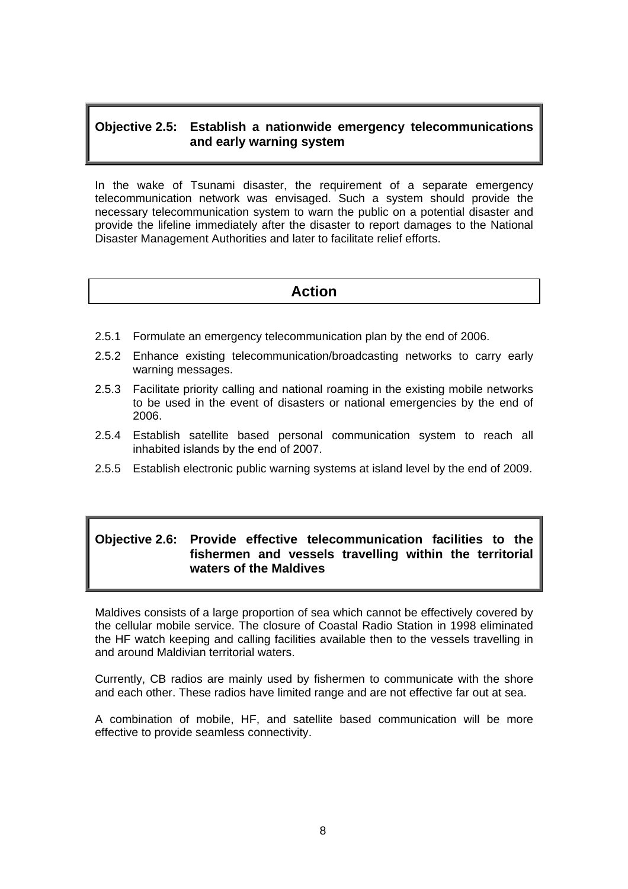### Objective 2.5: Establish a nationwide emergency telecommunications and early warning system

In the wake of Tsunami disaster, the requirement of a separate emergency telecommunication network was envisaged. Such a system should provide the necessary telecommunication system to warn the public on a potential disaster and provide the lifeline immediately after the disaster to report damages to the National Disaster Management Authorities and later to facilitate relief efforts.

## Action

- 2.5.1 Formulate an emergency telecommunication plan by the end of 2006.
- 2.5.2 Enhance existing telecommunication/broadcasting networks to carry early warning messages.
- 2.5.3 Facilitate priority calling and national roaming in the existing mobile networks to be used in the event of disasters or national emergencies by the end of 2006.
- 2.5.4 Establish satellite based personal communication system to reach all inhabited islands by the end of 2007.
- 2.5.5 Establish electronic public warning systems at island level by the end of 2009.

### Objective 2.6: Provide effective telecommunication facilities to the fishermen and vessels travelling within the territorial waters of the Maldives

Maldives consists of a large proportion of sea which cannot be effectively covered by the cellular mobile service. The closure of Coastal Radio Station in 1998 eliminated the HF watch keeping and calling facilities available then to the vessels travelling in and around Maldivian territorial waters.

Currently, CB radios are mainly used by fishermen to communicate with the shore and each other. These radios have limited range and are not effective far out at sea.

A combination of mobile, HF, and satellite based communication will be more effective to provide seamless connectivity.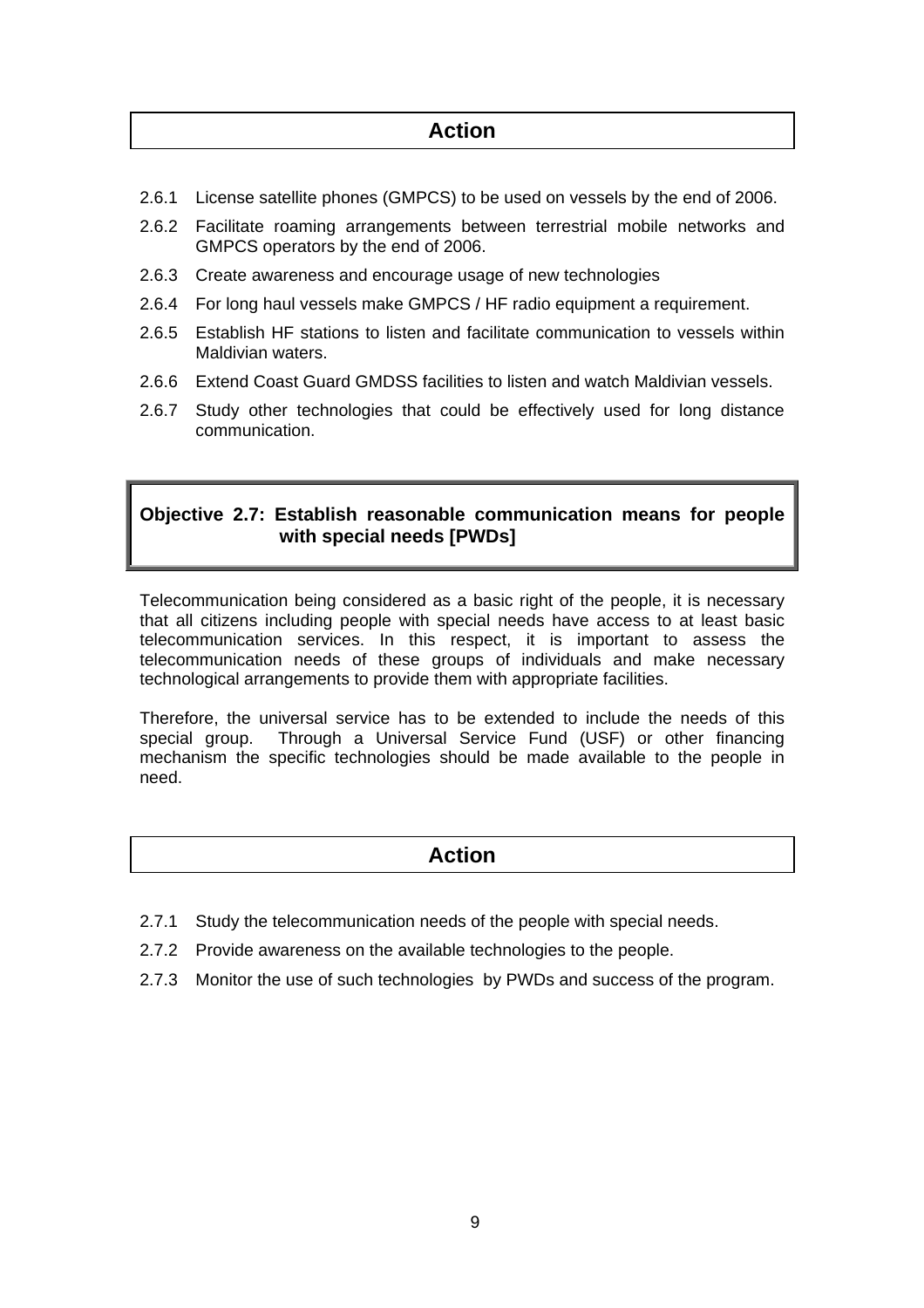## Action

2.6.1 License satellite phones (GMPCS) to be used on vessels by the end of 2006.

2.6.2 Facilitate roaming arrangements between terrestrial mobile networks and GMPCS operators by the end of 2006.

2.6.3 Create awareness and encourage usage of new technologies

2.6.4 For long haul vessels make GMPCS / HF radio equipment a requirement.

2.6.5 Establish HF stations to listen and facilitate communication to vessels within Maldivian waters.

2.6.6 Extend Coast Guard GMDSS facilities to listen and watch Maldivian vessels.

2.6.7 Study other technologies that could be effectively used for long distance communication.

### Objective 2.7: Establish reasonable communication means for people with special needs [PWDs]

Telecommunication being considered as a basic right of the people, it is necessary that all citizens including people with special needs have access to at least basic telecommunication services. In this respect, it is important to assess the telecommunication needs of these groups of individuals and make necessary technological arrangements to provide them with appropriate facilities.

Therefore, the universal service has to be extended to include the needs of this special group. Through a Universal Service Fund (USF) or other financing mechanism the specific technologies should be made available to the people in need.

## Action

2.7.1 Study the telecommunication needs of the people with special needs.

2.7.2 Provide awareness on the available technologies to the people.

2.7.3 Monitor the use of such technologies by PWDs and success of the program.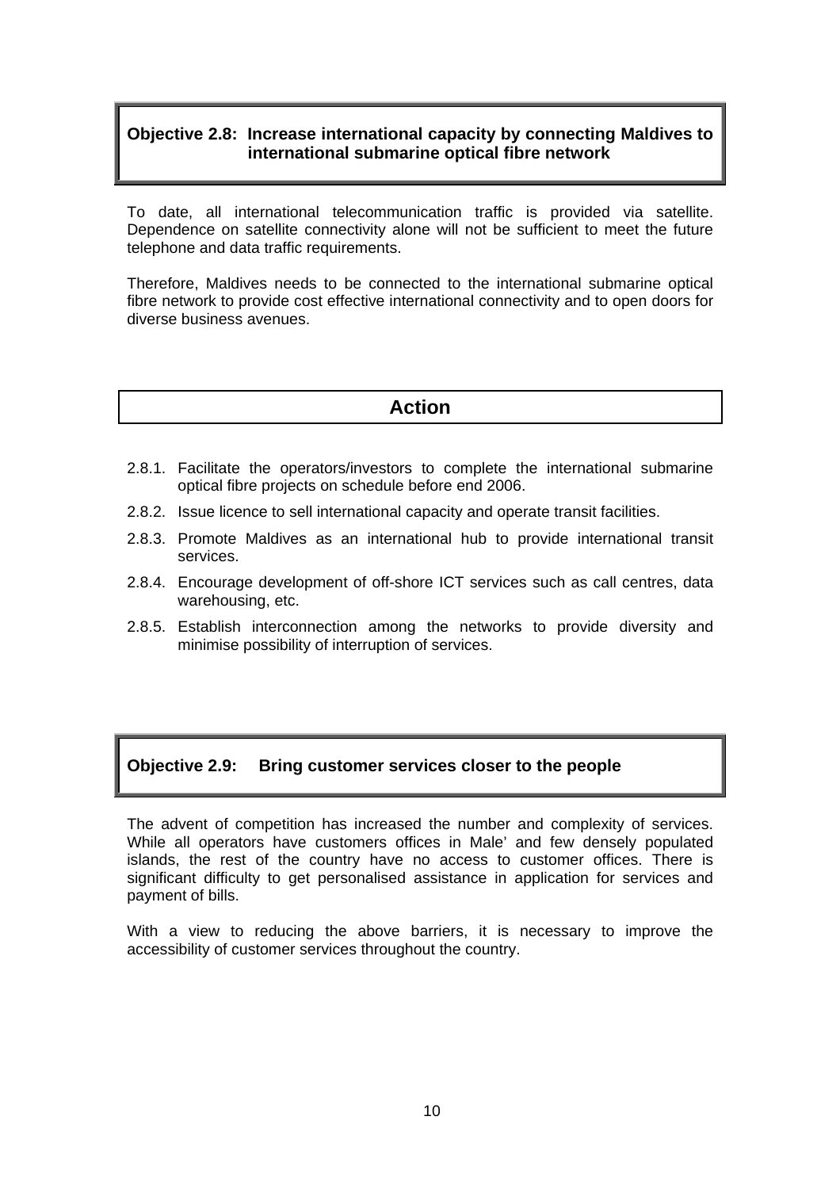### Objective 2.8: Increase international capacity by connecting Maldives to international submarine optical fibre network

To date, all international telecommunication traffic is provided via satellite. Dependence on satellite connectivity alone will not be sufficient to meet the future telephone and data traffic requirements.

Therefore, Maldives needs to be connected to the international submarine optical fibre network to provide cost effective international connectivity and to open doors for diverse business avenues.

#### Action

2.8.1. Facilitate the operators/investors to complete the international submarine optical fibre projects on schedule before end 2006.

2.8.2. Issue licence to sell international capacity and operate transit facilities.

2.8.3. Promote Maldives as an international hub to provide international transit services.

2.8.4. Encourage development of off-shore ICT services such as call centres, data warehousing, etc.

2.8.5. Establish interconnection among the networks to provide diversity and minimise possibility of interruption of services.

### Objective 2.9: Bring customer services closer to the people

The advent of competition has increased the number and complexity of services. While all operators have customers offices in Male' and few densely populated islands, the rest of the country have no access to customer offices. There is significant difficulty to get personalised assistance in application for services and payment of bills.

With a view to reducing the above barriers, it is necessary to improve the accessibility of customer services throughout the country.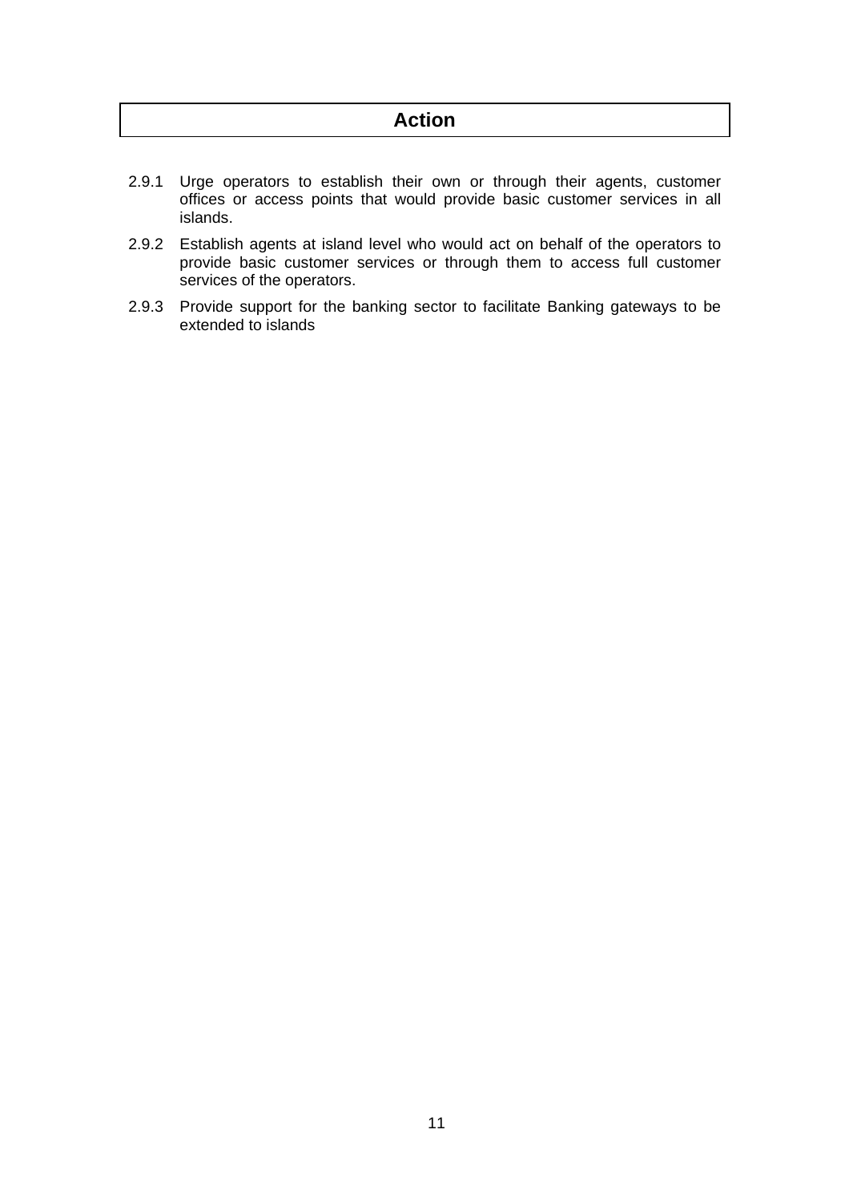## Action

2.9.1 Urge operators to establish their own or through their agents, customer offices or access points that would provide basic customer services in all islands.

2.9.2 Establish agents at island level who would act on behalf of the operators to provide basic customer services or through them to access full customer services of the operators.

2.9.3 Provide support for the banking sector to facilitate Banking gateways to be extended to islands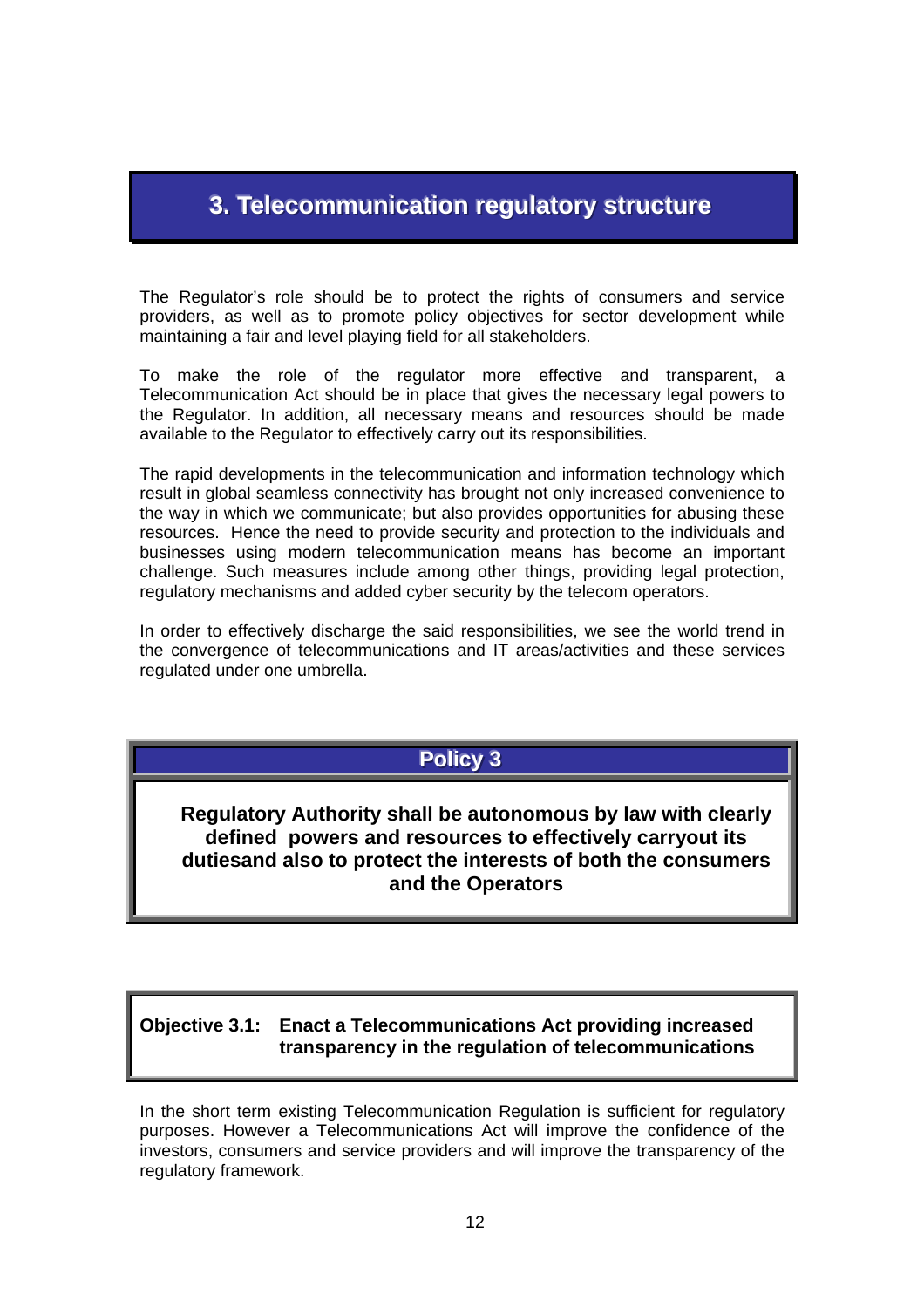# 3. Telecommunication regulatory structure

The Regulator's role should be to protect the rights of consumers and service providers, as well as to promote policy objectives for sector development while maintaining a fair and level playing field for all stakeholders.

To make the role of the regulator more effective and transparent, a Telecommunication Act should be in place that gives the necessary legal powers to the Regulator. In addition, all necessary means and resources should be made available to the Regulator to effectively carry out its responsibilities.

The rapid developments in the telecommunication and information technology which result in global seamless connectivity has brought not only increased convenience to the way in which we communicate; but also provides opportunities for abusing these resources. Hence the need to provide security and protection to the individuals and businesses using modern telecommunication means has become an important challenge. Such measures include among other things, providing legal protection, regulatory mechanisms and added cyber security by the telecom operators.

In order to effectively discharge the said responsibilities, we see the world trend in the convergence of telecommunications and IT areas/activities and these services regulated under one umbrella.

## Policy 3

**Regulatory Authority shall be autonomous by law with clearly defined powers and resources to effectively carryout its dutiesand also to protect the interests of both the consumers and the Operators**

### Objective 3.1: Enact a Telecommunications Act providing increased transparency in the regulation of telecommunications

In the short term existing Telecommunication Regulation is sufficient for regulatory purposes. However a Telecommunications Act will improve the confidence of the investors, consumers and service providers and will improve the transparency of the regulatory framework.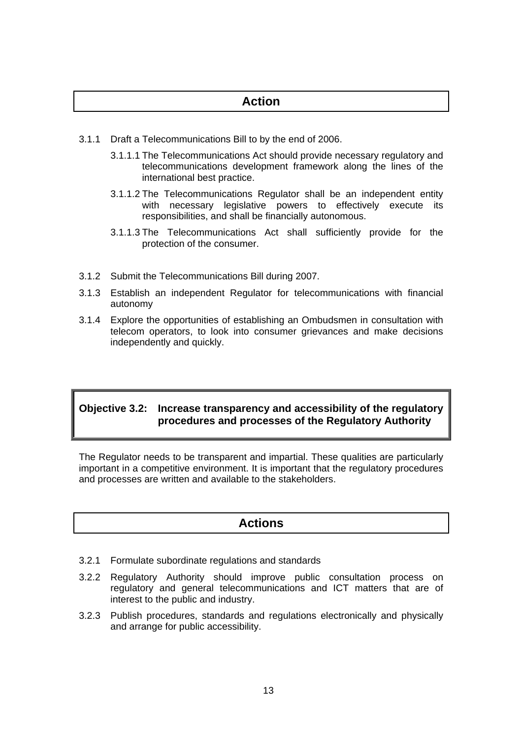## Action

- 3.1.1 Draft a Telecommunications Bill to by the end of 2006.
  - 3.1.1.1 The Telecommunications Act should provide necessary regulatory and telecommunications development framework along the lines of the international best practice.
  - 3.1.1.2 The Telecommunications Regulator shall be an independent entity with necessary legislative powers to effectively execute its responsibilities, and shall be financially autonomous.
  - 3.1.1.3 The Telecommunications Act shall sufficiently provide for the protection of the consumer.
- 3.1.2 Submit the Telecommunications Bill during 2007.
- 3.1.3 Establish an independent Regulator for telecommunications with financial autonomy
- 3.1.4 Explore the opportunities of establishing an Ombudsmen in consultation with telecom operators, to look into consumer grievances and make decisions independently and quickly.

### Objective 3.2: Increase transparency and accessibility of the regulatory procedures and processes of the Regulatory Authority

The Regulator needs to be transparent and impartial. These qualities are particularly important in a competitive environment. It is important that the regulatory procedures and processes are written and available to the stakeholders.

## Actions

- 3.2.1 Formulate subordinate regulations and standards
- 3.2.2 Regulatory Authority should improve public consultation process on regulatory and general telecommunications and ICT matters that are of interest to the public and industry.
- 3.2.3 Publish procedures, standards and regulations electronically and physically and arrange for public accessibility.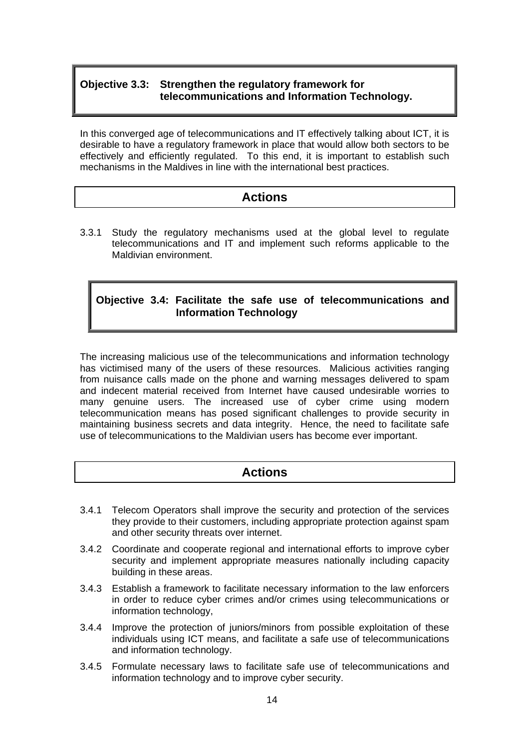### Objective 3.3: Strengthen the regulatory framework for telecommunications and Information Technology.

In this converged age of telecommunications and IT effectively talking about ICT, it is desirable to have a regulatory framework in place that would allow both sectors to be effectively and efficiently regulated. To this end, it is important to establish such mechanisms in the Maldives in line with the international best practices.

#### Actions

3.3.1 Study the regulatory mechanisms used at the global level to regulate telecommunications and IT and implement such reforms applicable to the Maldivian environment.

### Objective 3.4: Facilitate the safe use of telecommunications and Information Technology

The increasing malicious use of the telecommunications and information technology has victimised many of the users of these resources. Malicious activities ranging from nuisance calls made on the phone and warning messages delivered to spam and indecent material received from Internet have caused undesirable worries to many genuine users. The increased use of cyber crime using modern telecommunication means has posed significant challenges to provide security in maintaining business secrets and data integrity. Hence, the need to facilitate safe use of telecommunications to the Maldivian users has become ever important.

#### Actions

3.4.1 Telecom Operators shall improve the security and protection of the services they provide to their customers, including appropriate protection against spam and other security threats over internet.

3.4.2 Coordinate and cooperate regional and international efforts to improve cyber security and implement appropriate measures nationally including capacity building in these areas.

3.4.3 Establish a framework to facilitate necessary information to the law enforcers in order to reduce cyber crimes and/or crimes using telecommunications or information technology,

3.4.4 Improve the protection of juniors/minors from possible exploitation of these individuals using ICT means, and facilitate a safe use of telecommunications and information technology.

3.4.5 Formulate necessary laws to facilitate safe use of telecommunications and information technology and to improve cyber security.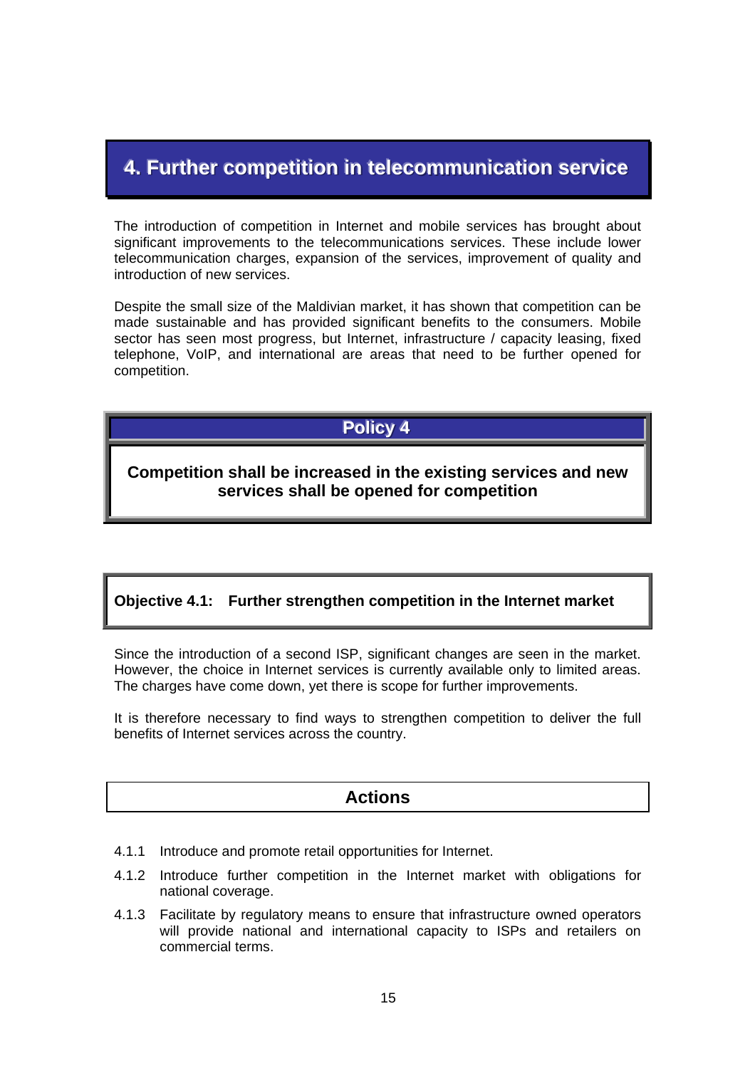# 4. Further competition in telecommunication service

The introduction of competition in Internet and mobile services has brought about significant improvements to the telecommunications services. These include lower telecommunication charges, expansion of the services, improvement of quality and introduction of new services.

Despite the small size of the Maldivian market, it has shown that competition can be made sustainable and has provided significant benefits to the consumers. Mobile sector has seen most progress, but Internet, infrastructure / capacity leasing, fixed telephone, VoIP, and international are areas that need to be further opened for competition.

## Policy 4

**Competition shall be increased in the existing services and new services shall be opened for competition**

### Objective 4.1: Further strengthen competition in the Internet market

Since the introduction of a second ISP, significant changes are seen in the market. However, the choice in Internet services is currently available only to limited areas. The charges have come down, yet there is scope for further improvements.

It is therefore necessary to find ways to strengthen competition to deliver the full benefits of Internet services across the country.

#### Actions

4.1.1 Introduce and promote retail opportunities for Internet.

4.1.2 Introduce further competition in the Internet market with obligations for national coverage.

4.1.3 Facilitate by regulatory means to ensure that infrastructure owned operators will provide national and international capacity to ISPs and retailers on commercial terms.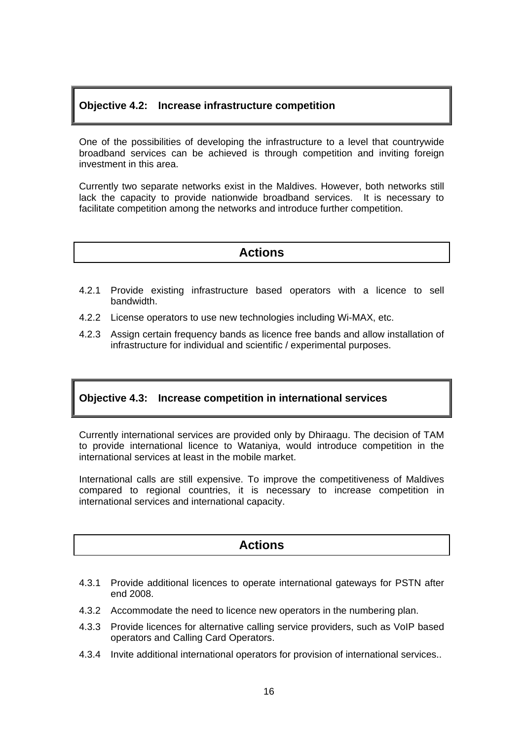### Objective 4.2: Increase infrastructure competition

One of the possibilities of developing the infrastructure to a level that countrywide broadband services can be achieved is through competition and inviting foreign investment in this area.

Currently two separate networks exist in the Maldives. However, both networks still lack the capacity to provide nationwide broadband services. It is necessary to facilitate competition among the networks and introduce further competition.

#### Actions

4.2.1 Provide existing infrastructure based operators with a licence to sell bandwidth.

4.2.2 License operators to use new technologies including Wi-MAX, etc.

4.2.3 Assign certain frequency bands as licence free bands and allow installation of infrastructure for individual and scientific / experimental purposes.

### Objective 4.3: Increase competition in international services

Currently international services are provided only by Dhiraagu. The decision of TAM to provide international licence to Wataniya, would introduce competition in the international services at least in the mobile market.

International calls are still expensive. To improve the competitiveness of Maldives compared to regional countries, it is necessary to increase competition in international services and international capacity.

#### Actions

4.3.1 Provide additional licences to operate international gateways for PSTN after end 2008.

4.3.2 Accommodate the need to licence new operators in the numbering plan.

4.3.3 Provide licences for alternative calling service providers, such as VoIP based operators and Calling Card Operators.

4.3.4 Invite additional international operators for provision of international services..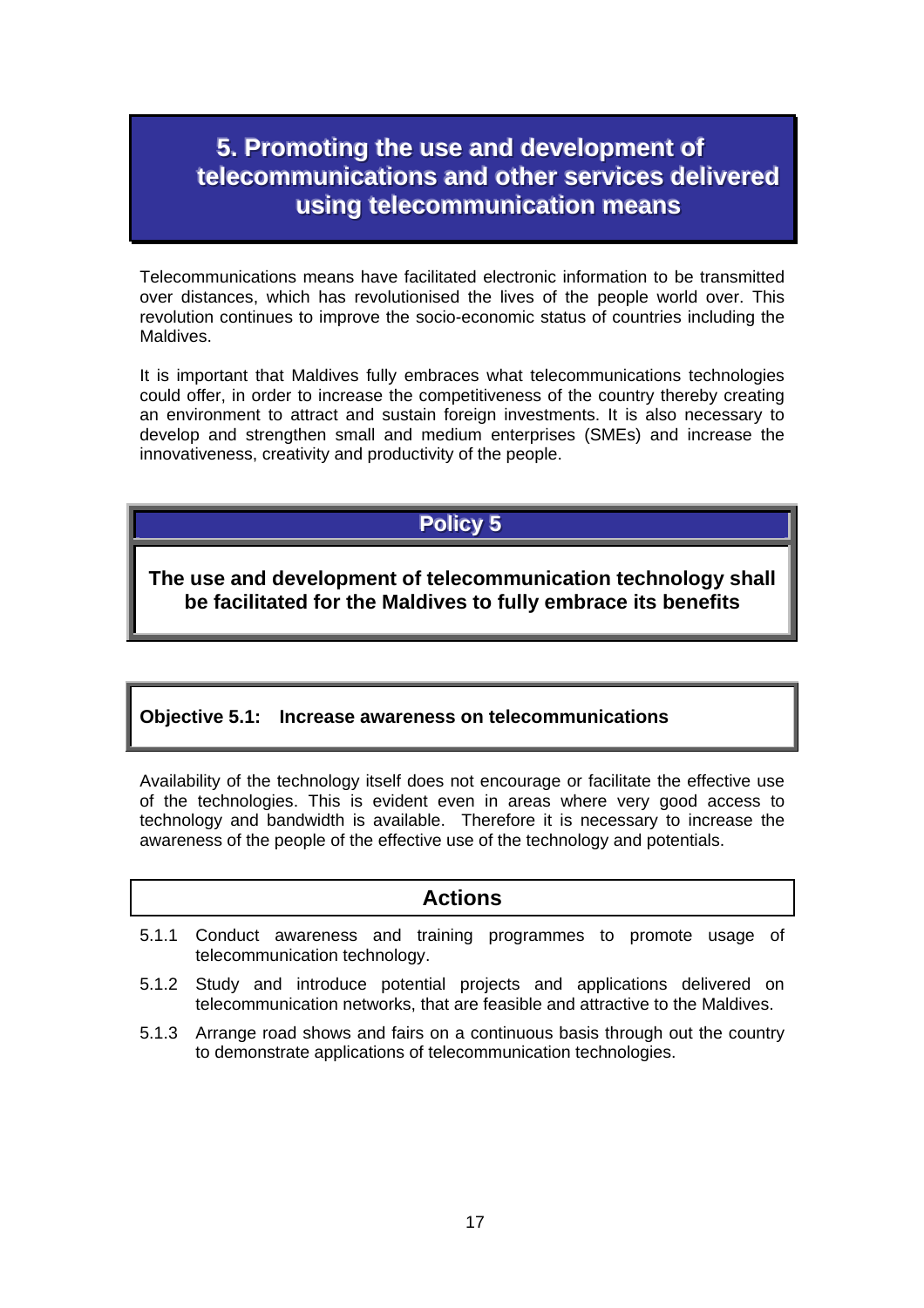# 5. Promoting the use and development of telecommunications and other services delivered using telecommunication means

Telecommunications means have facilitated electronic information to be transmitted over distances, which has revolutionised the lives of the people world over. This revolution continues to improve the socio-economic status of countries including the Maldives.

It is important that Maldives fully embraces what telecommunications technologies could offer, in order to increase the competitiveness of the country thereby creating an environment to attract and sustain foreign investments. It is also necessary to develop and strengthen small and medium enterprises (SMEs) and increase the innovativeness, creativity and productivity of the people.

## Policy 5

**The use and development of telecommunication technology shall be facilitated for the Maldives to fully embrace its benefits**

### Objective 5.1: Increase awareness on telecommunications

Availability of the technology itself does not encourage or facilitate the effective use of the technologies. This is evident even in areas where very good access to technology and bandwidth is available. Therefore it is necessary to increase the awareness of the people of the effective use of the technology and potentials.

#### Actions

5.1.1 Conduct awareness and training programmes to promote usage of telecommunication technology.

5.1.2 Study and introduce potential projects and applications delivered on telecommunication networks, that are feasible and attractive to the Maldives.

5.1.3 Arrange road shows and fairs on a continuous basis through out the country to demonstrate applications of telecommunication technologies.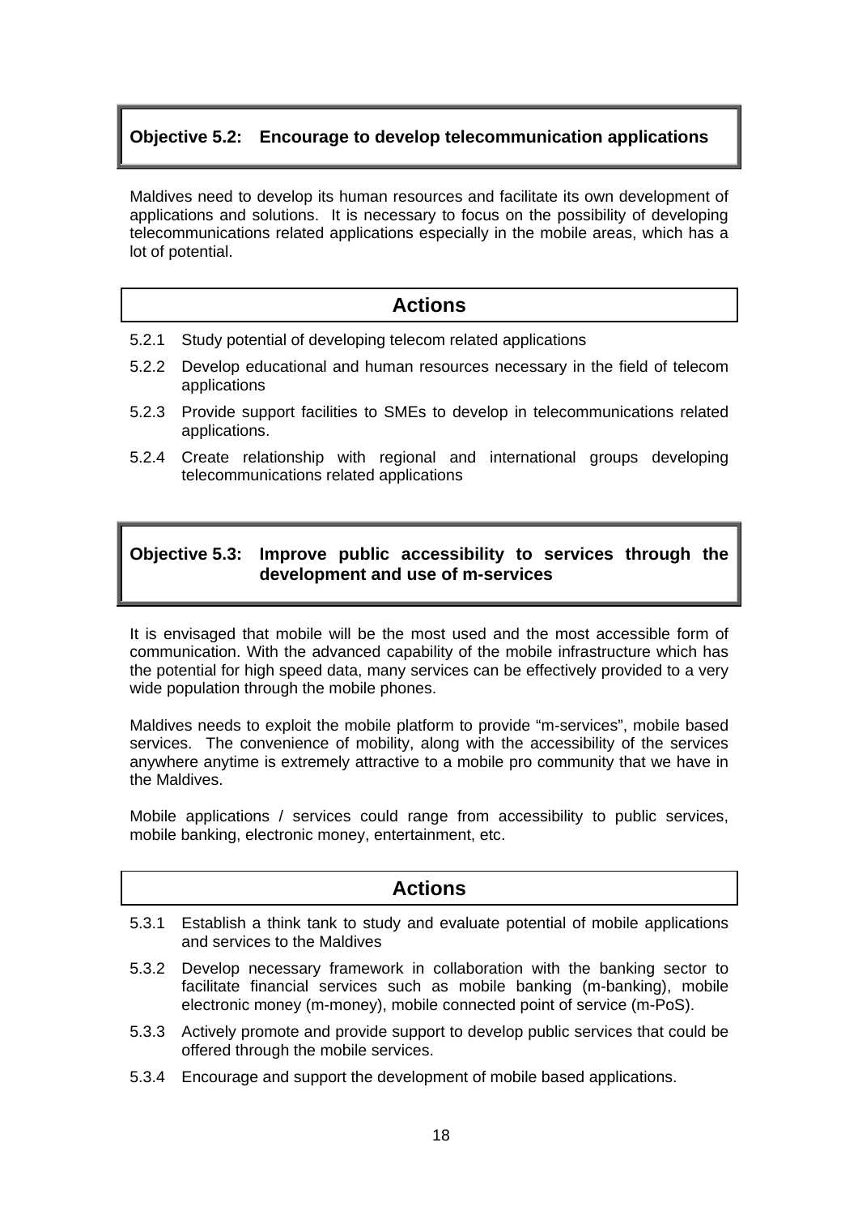### Objective 5.2: Encourage to develop telecommunication applications

Maldives need to develop its human resources and facilitate its own development of applications and solutions. It is necessary to focus on the possibility of developing telecommunications related applications especially in the mobile areas, which has a lot of potential.

#### Actions

- 5.2.1 Study potential of developing telecom related applications
- 5.2.2 Develop educational and human resources necessary in the field of telecom applications
- 5.2.3 Provide support facilities to SMEs to develop in telecommunications related applications.
- 5.2.4 Create relationship with regional and international groups developing telecommunications related applications

### Objective 5.3: Improve public accessibility to services through the development and use of m-services

It is envisaged that mobile will be the most used and the most accessible form of communication. With the advanced capability of the mobile infrastructure which has the potential for high speed data, many services can be effectively provided to a very wide population through the mobile phones.

Maldives needs to exploit the mobile platform to provide “m-services”, mobile based services. The convenience of mobility, along with the accessibility of the services anywhere anytime is extremely attractive to a mobile pro community that we have in the Maldives.

Mobile applications / services could range from accessibility to public services, mobile banking, electronic money, entertainment, etc.

#### Actions

- 5.3.1 Establish a think tank to study and evaluate potential of mobile applications and services to the Maldives
- 5.3.2 Develop necessary framework in collaboration with the banking sector to facilitate financial services such as mobile banking (m-banking), mobile electronic money (m-money), mobile connected point of service (m-PoS).
- 5.3.3 Actively promote and provide support to develop public services that could be offered through the mobile services.
- 5.3.4 Encourage and support the development of mobile based applications.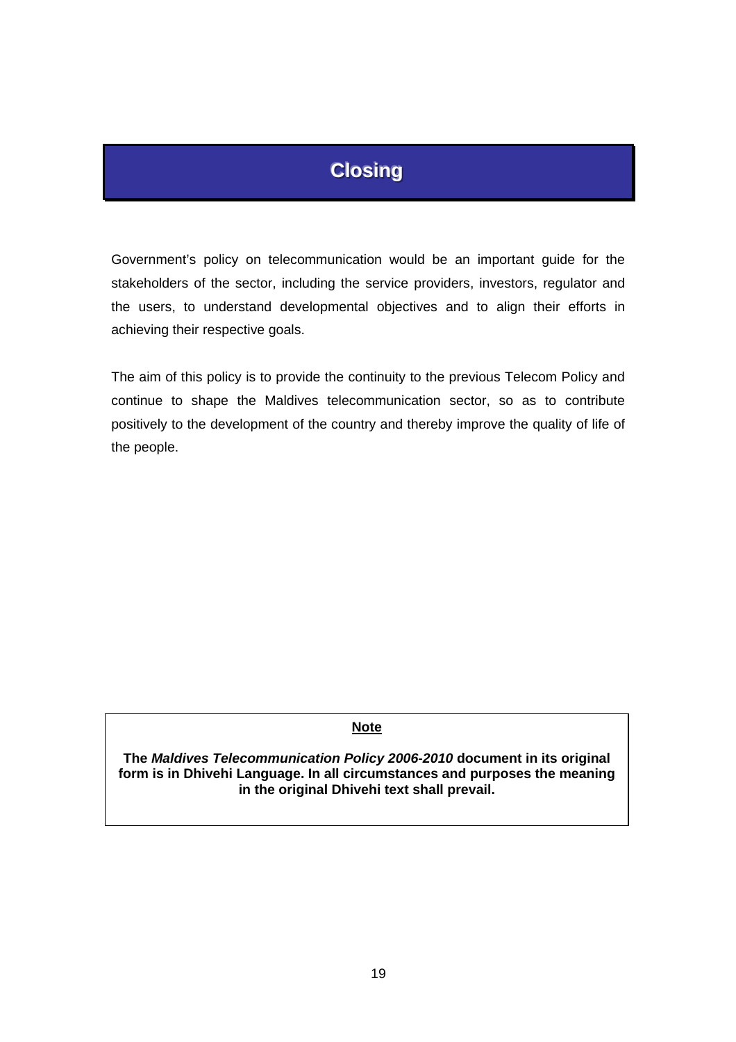# Closing

Government's policy on telecommunication would be an important guide for the stakeholders of the sector, including the service providers, investors, regulator and the users, to understand developmental objectives and to align their efforts in achieving their respective goals.

The aim of this policy is to provide the continuity to the previous Telecom Policy and continue to shape the Maldives telecommunication sector, so as to contribute positively to the development of the country and thereby improve the quality of life of the people.

**Note**

**The *Maldives Telecommunication Policy 2006-2010* document in its original form is in Dhivehi Language. In all circumstances and purposes the meaning in the original Dhivehi text shall prevail.**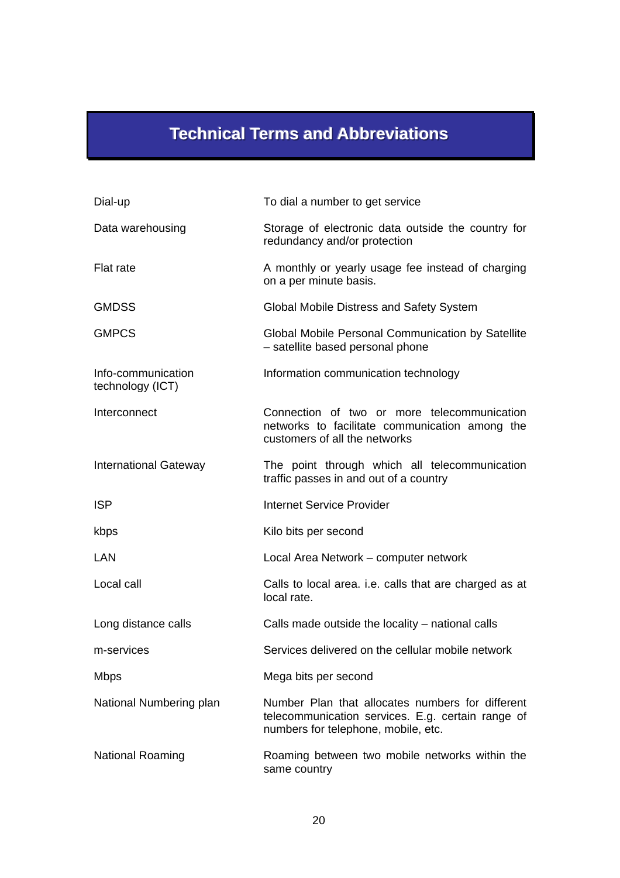# Technical Terms and Abbreviations

| | |
|---|---|
| Dial-up | To dial a number to get service |
| Data warehousing | Storage of electronic data outside the country for redundancy and/or protection |
| Flat rate | A monthly or yearly usage fee instead of charging on a per minute basis. |
| GMDSS | Global Mobile Distress and Safety System |
| GMPCS | Global Mobile Personal Communication by Satellite – satellite based personal phone |
| Info-communication technology (ICT) | Information communication technology |
| Interconnect | Connection of two or more telecommunication networks to facilitate communication among the customers of all the networks |
| International Gateway | The point through which all telecommunication traffic passes in and out of a country |
| ISP | Internet Service Provider |
| kbps | Kilo bits per second |
| LAN | Local Area Network – computer network |
| Local call | Calls to local area. i.e. calls that are charged as at local rate. |
| Long distance calls | Calls made outside the locality – national calls |
| m-services | Services delivered on the cellular mobile network |
| Mbps | Mega bits per second |
| National Numbering plan | Number Plan that allocates numbers for different telecommunication services. E.g. certain range of numbers for telephone, mobile, etc. |
| National Roaming | Roaming between two mobile networks within the same country |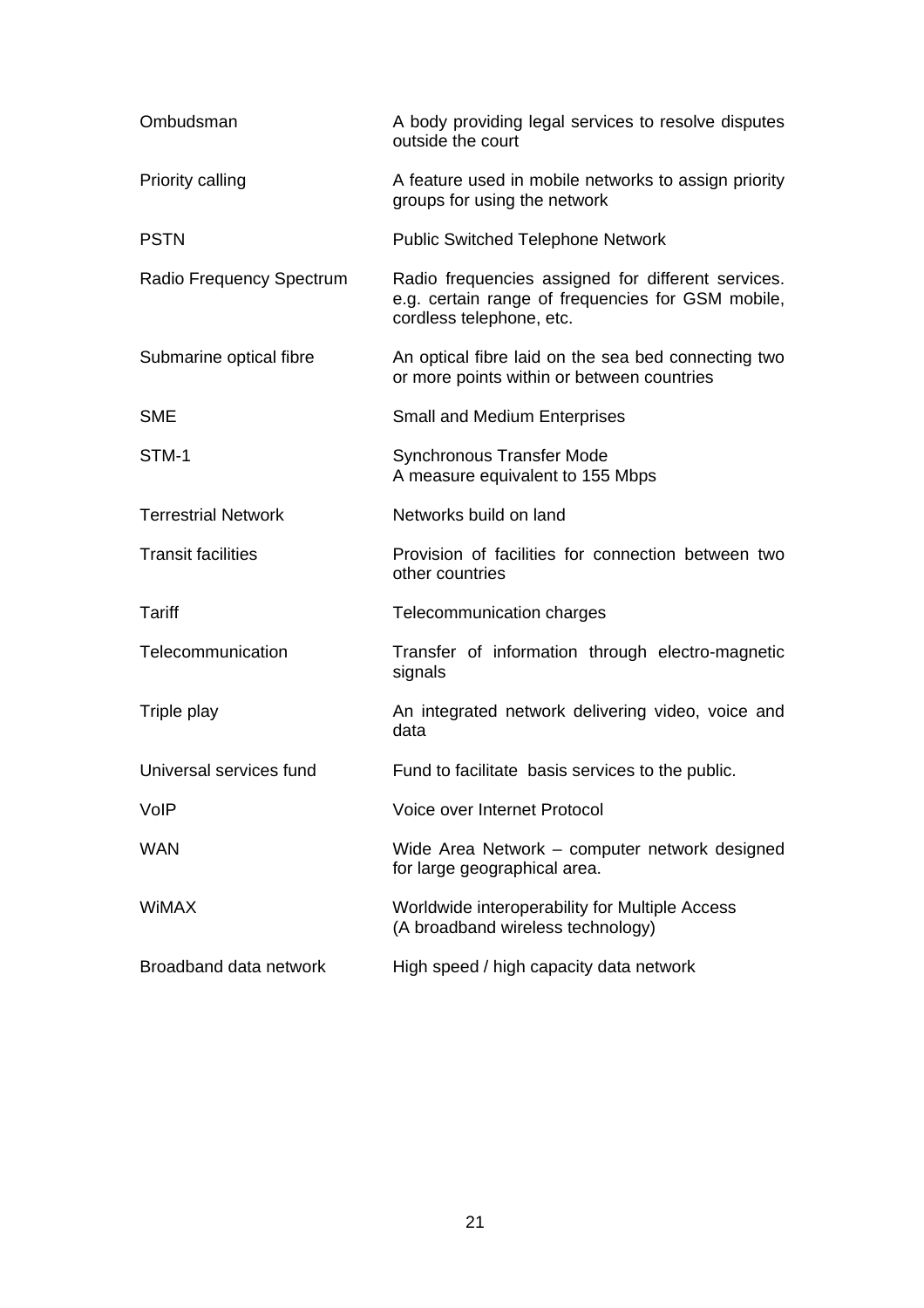| | |
|---|---|
| Ombudsman | A body providing legal services to resolve disputes outside the court |
| Priority calling | A feature used in mobile networks to assign priority groups for using the network |
| PSTN | Public Switched Telephone Network |
| Radio Frequency Spectrum | Radio frequencies assigned for different services. e.g. certain range of frequencies for GSM mobile, cordless telephone, etc. |
| Submarine optical fibre | An optical fibre laid on the sea bed connecting two or more points within or between countries |
| SME | Small and Medium Enterprises |
| STM-1 | Synchronous Transfer Mode<br>A measure equivalent to 155 Mbps |
| Terrestrial Network | Networks build on land |
| Transit facilities | Provision of facilities for connection between two other countries |
| Tariff | Telecommunication charges |
| Telecommunication | Transfer of information through electro-magnetic signals |
| Triple play | An integrated network delivering video, voice and data |
| Universal services fund | Fund to facilitate basis services to the public. |
| VoIP | Voice over Internet Protocol |
| WAN | Wide Area Network – computer network designed for large geographical area. |
| WiMAX | Worldwide interoperability for Multiple Access<br>(A broadband wireless technology) |
| Broadband data network | High speed / high capacity data network |